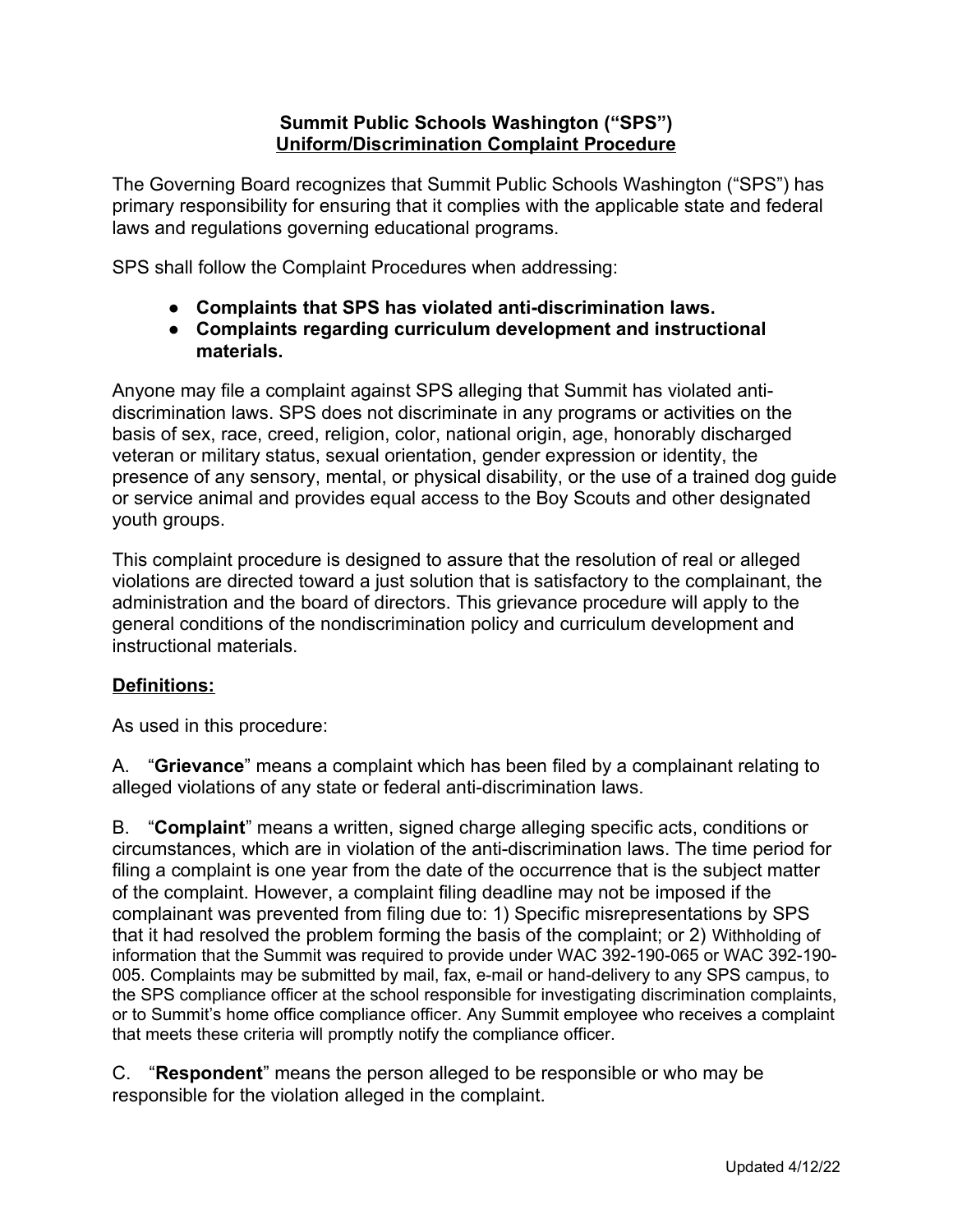# Summit Public Schools Washington ("SPS")

## Uniform/Discrimination Complaint Procedure

The Governing Board recognizes that Summit Public Schools Washington ("SPS") has primary responsibility for ensuring that it complies with the applicable state and federal laws and regulations governing educational programs.

SPS shall follow the Complaint Procedures when addressing:

- **Complaints that SPS has violated anti-discrimination laws.**
- **Complaints regarding curriculum development and instructional materials.**

Anyone may file a complaint against SPS alleging that Summit has violated anti-discrimination laws. SPS does not discriminate in any programs or activities on the basis of sex, race, creed, religion, color, national origin, age, honorably discharged veteran or military status, sexual orientation, gender expression or identity, the presence of any sensory, mental, or physical disability, or the use of a trained dog guide or service animal and provides equal access to the Boy Scouts and other designated youth groups.

This complaint procedure is designed to assure that the resolution of real or alleged violations are directed toward a just solution that is satisfactory to the complainant, the administration and the board of directors. This grievance procedure will apply to the general conditions of the nondiscrimination policy and curriculum development and instructional materials.

**Definitions:**

As used in this procedure:

A. "**Grievance**" means a complaint which has been filed by a complainant relating to alleged violations of any state or federal anti-discrimination laws.

B. "**Complaint**" means a written, signed charge alleging specific acts, conditions or circumstances, which are in violation of the anti-discrimination laws. The time period for filing a complaint is one year from the date of the occurrence that is the subject matter of the complaint. However, a complaint filing deadline may not be imposed if the complainant was prevented from filing due to: 1) Specific misrepresentations by SPS that it had resolved the problem forming the basis of the complaint; or 2) Withholding of information that the Summit was required to provide under WAC 392-190-065 or WAC 392-190-005. Complaints may be submitted by mail, fax, e-mail or hand-delivery to any SPS campus, to the SPS compliance officer at the school responsible for investigating discrimination complaints, or to Summit's home office compliance officer. Any Summit employee who receives a complaint that meets these criteria will promptly notify the compliance officer.

C. "**Respondent**" means the person alleged to be responsible or who may be responsible for the violation alleged in the complaint.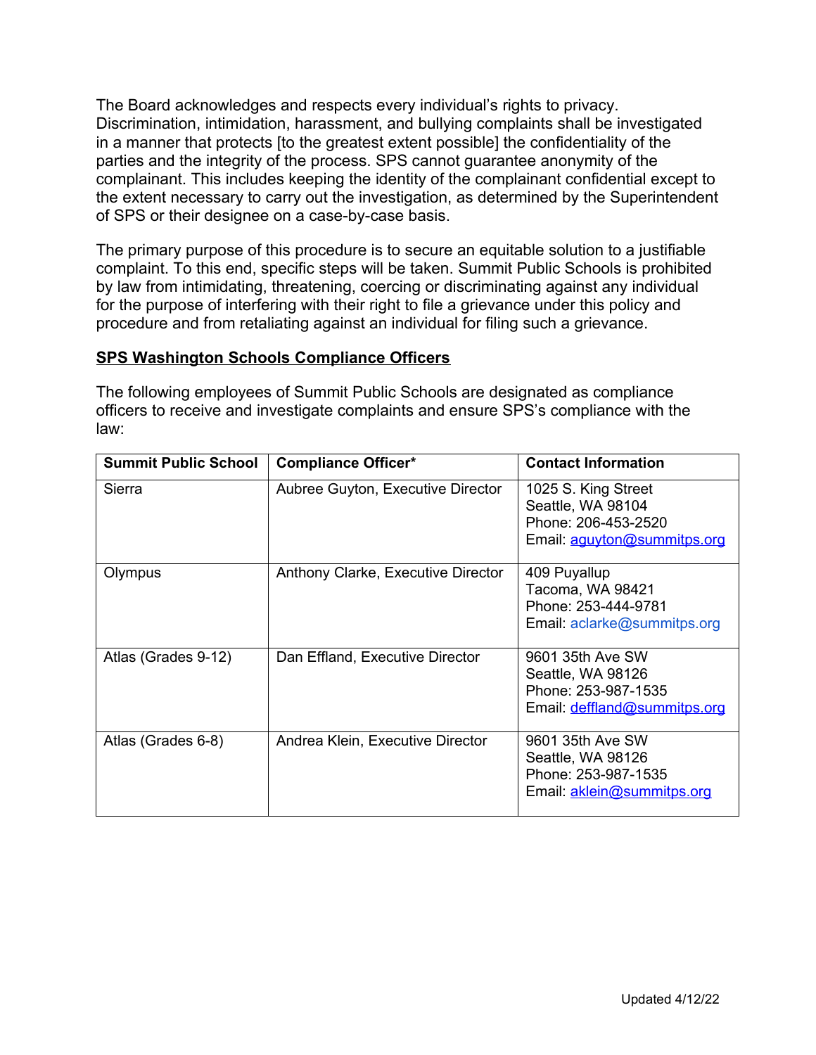The Board acknowledges and respects every individual's rights to privacy. Discrimination, intimidation, harassment, and bullying complaints shall be investigated in a manner that protects [to the greatest extent possible] the confidentiality of the parties and the integrity of the process. SPS cannot guarantee anonymity of the complainant. This includes keeping the identity of the complainant confidential except to the extent necessary to carry out the investigation, as determined by the Superintendent of SPS or their designee on a case-by-case basis.

The primary purpose of this procedure is to secure an equitable solution to a justifiable complaint. To this end, specific steps will be taken. Summit Public Schools is prohibited by law from intimidating, threatening, coercing or discriminating against any individual for the purpose of interfering with their right to file a grievance under this policy and procedure and from retaliating against an individual for filing such a grievance.

**SPS Washington Schools Compliance Officers**

The following employees of Summit Public Schools are designated as compliance officers to receive and investigate complaints and ensure SPS's compliance with the law:

| Summit Public School | Compliance Officer* | Contact Information |
|---|---|---|
| Sierra | Aubree Guyton, Executive Director | 1025 S. King Street<br>Seattle, WA 98104<br>Phone: 206-453-2520<br>Email: aguyton@summitps.org |
| Olympus | Anthony Clarke, Executive Director | 409 Puyallup<br>Tacoma, WA 98421<br>Phone: 253-444-9781<br>Email: aclarke@summitps.org |
| Atlas (Grades 9-12) | Dan Effland, Executive Director | 9601 35th Ave SW<br>Seattle, WA 98126<br>Phone: 253-987-1535<br>Email: deffland@summitps.org |
| Atlas (Grades 6-8) | Andrea Klein, Executive Director | 9601 35th Ave SW<br>Seattle, WA 98126<br>Phone: 253-987-1535<br>Email: aklein@summitps.org |

Updated 4/12/22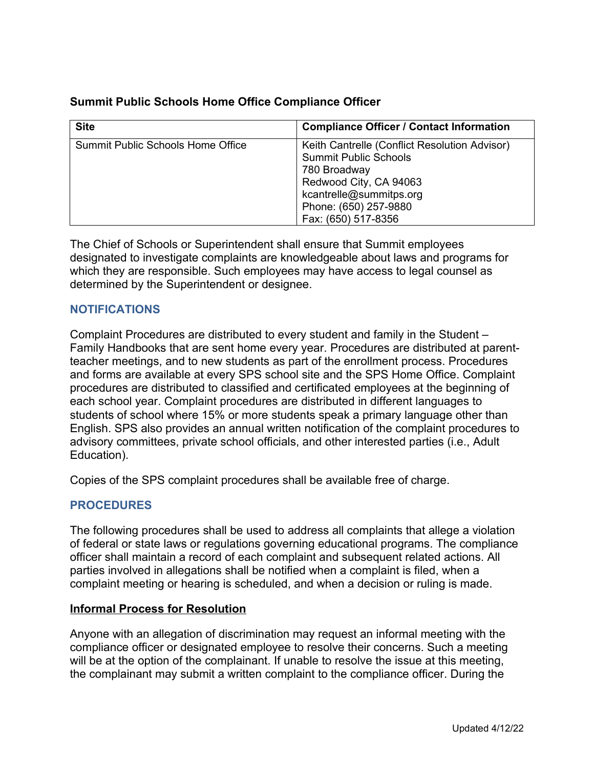**Summit Public Schools Home Office Compliance Officer**

| Site | Compliance Officer / Contact Information |
|---|---|
| Summit Public Schools Home Office | Keith Cantrelle (Conflict Resolution Advisor)<br>Summit Public Schools<br>780 Broadway<br>Redwood City, CA 94063<br>kcantrelle@summitps.org<br>Phone: (650) 257-9880<br>Fax: (650) 517-8356 |

The Chief of Schools or Superintendent shall ensure that Summit employees designated to investigate complaints are knowledgeable about laws and programs for which they are responsible. Such employees may have access to legal counsel as determined by the Superintendent or designee.

## NOTIFICATIONS

Complaint Procedures are distributed to every student and family in the Student – Family Handbooks that are sent home every year. Procedures are distributed at parent-teacher meetings, and to new students as part of the enrollment process. Procedures and forms are available at every SPS school site and the SPS Home Office. Complaint procedures are distributed to classified and certificated employees at the beginning of each school year. Complaint procedures are distributed in different languages to students of school where 15% or more students speak a primary language other than English. SPS also provides an annual written notification of the complaint procedures to advisory committees, private school officials, and other interested parties (i.e., Adult Education).

Copies of the SPS complaint procedures shall be available free of charge.

## PROCEDURES

The following procedures shall be used to address all complaints that allege a violation of federal or state laws or regulations governing educational programs. The compliance officer shall maintain a record of each complaint and subsequent related actions. All parties involved in allegations shall be notified when a complaint is filed, when a complaint meeting or hearing is scheduled, and when a decision or ruling is made.

### Informal Process for Resolution

Anyone with an allegation of discrimination may request an informal meeting with the compliance officer or designated employee to resolve their concerns. Such a meeting will be at the option of the complainant. If unable to resolve the issue at this meeting, the complainant may submit a written complaint to the compliance officer. During the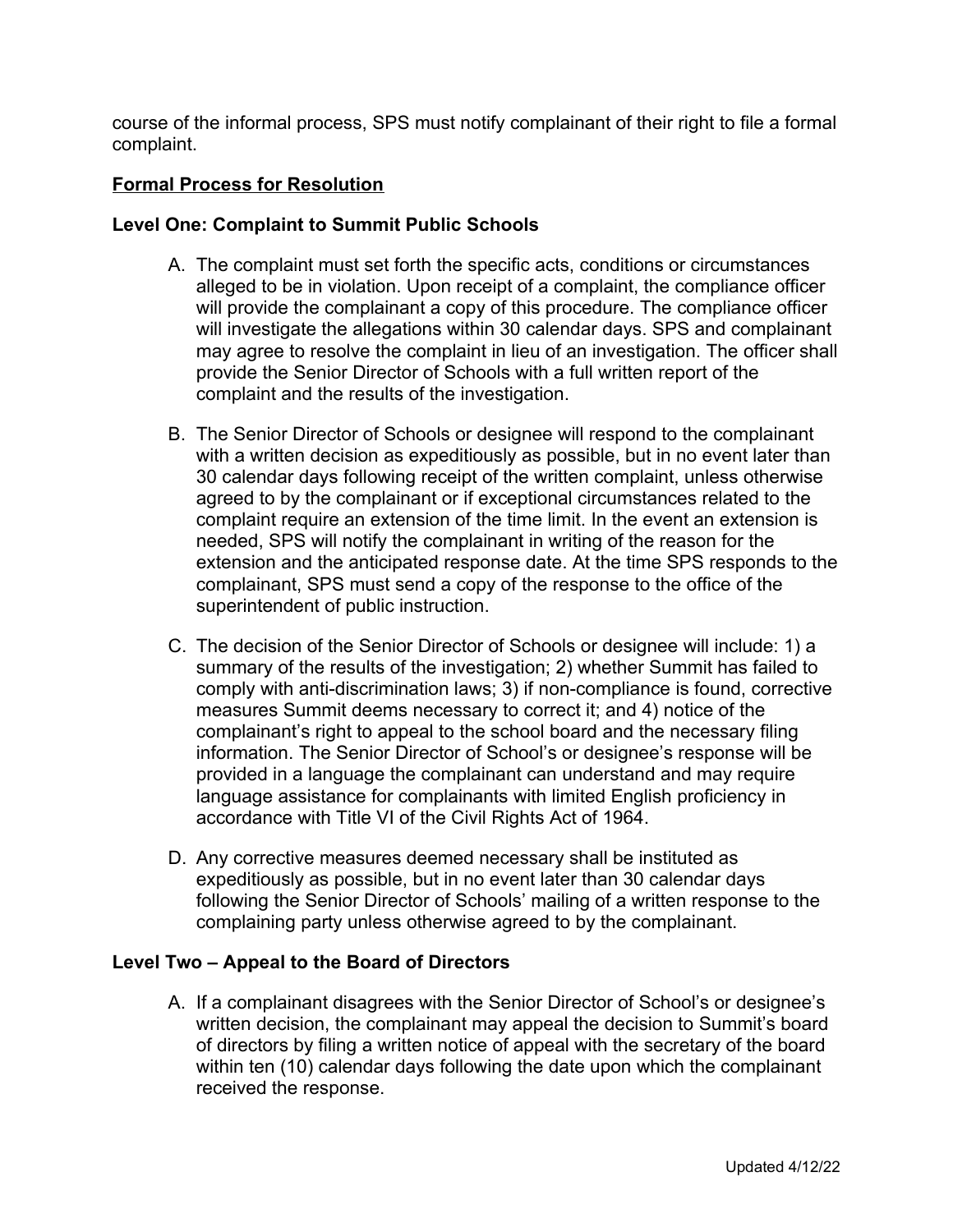course of the informal process, SPS must notify complainant of their right to file a formal complaint.

## Formal Process for Resolution

### Level One: Complaint to Summit Public Schools

A. The complaint must set forth the specific acts, conditions or circumstances alleged to be in violation. Upon receipt of a complaint, the compliance officer will provide the complainant a copy of this procedure. The compliance officer will investigate the allegations within 30 calendar days. SPS and complainant may agree to resolve the complaint in lieu of an investigation. The officer shall provide the Senior Director of Schools with a full written report of the complaint and the results of the investigation.

B. The Senior Director of Schools or designee will respond to the complainant with a written decision as expeditiously as possible, but in no event later than 30 calendar days following receipt of the written complaint, unless otherwise agreed to by the complainant or if exceptional circumstances related to the complaint require an extension of the time limit. In the event an extension is needed, SPS will notify the complainant in writing of the reason for the extension and the anticipated response date. At the time SPS responds to the complainant, SPS must send a copy of the response to the office of the superintendent of public instruction.

C. The decision of the Senior Director of Schools or designee will include: 1) a summary of the results of the investigation; 2) whether Summit has failed to comply with anti-discrimination laws; 3) if non-compliance is found, corrective measures Summit deems necessary to correct it; and 4) notice of the complainant's right to appeal to the school board and the necessary filing information. The Senior Director of School's or designee's response will be provided in a language the complainant can understand and may require language assistance for complainants with limited English proficiency in accordance with Title VI of the Civil Rights Act of 1964.

D. Any corrective measures deemed necessary shall be instituted as expeditiously as possible, but in no event later than 30 calendar days following the Senior Director of Schools' mailing of a written response to the complaining party unless otherwise agreed to by the complainant.

### Level Two – Appeal to the Board of Directors

A. If a complainant disagrees with the Senior Director of School's or designee's written decision, the complainant may appeal the decision to Summit's board of directors by filing a written notice of appeal with the secretary of the board within ten (10) calendar days following the date upon which the complainant received the response.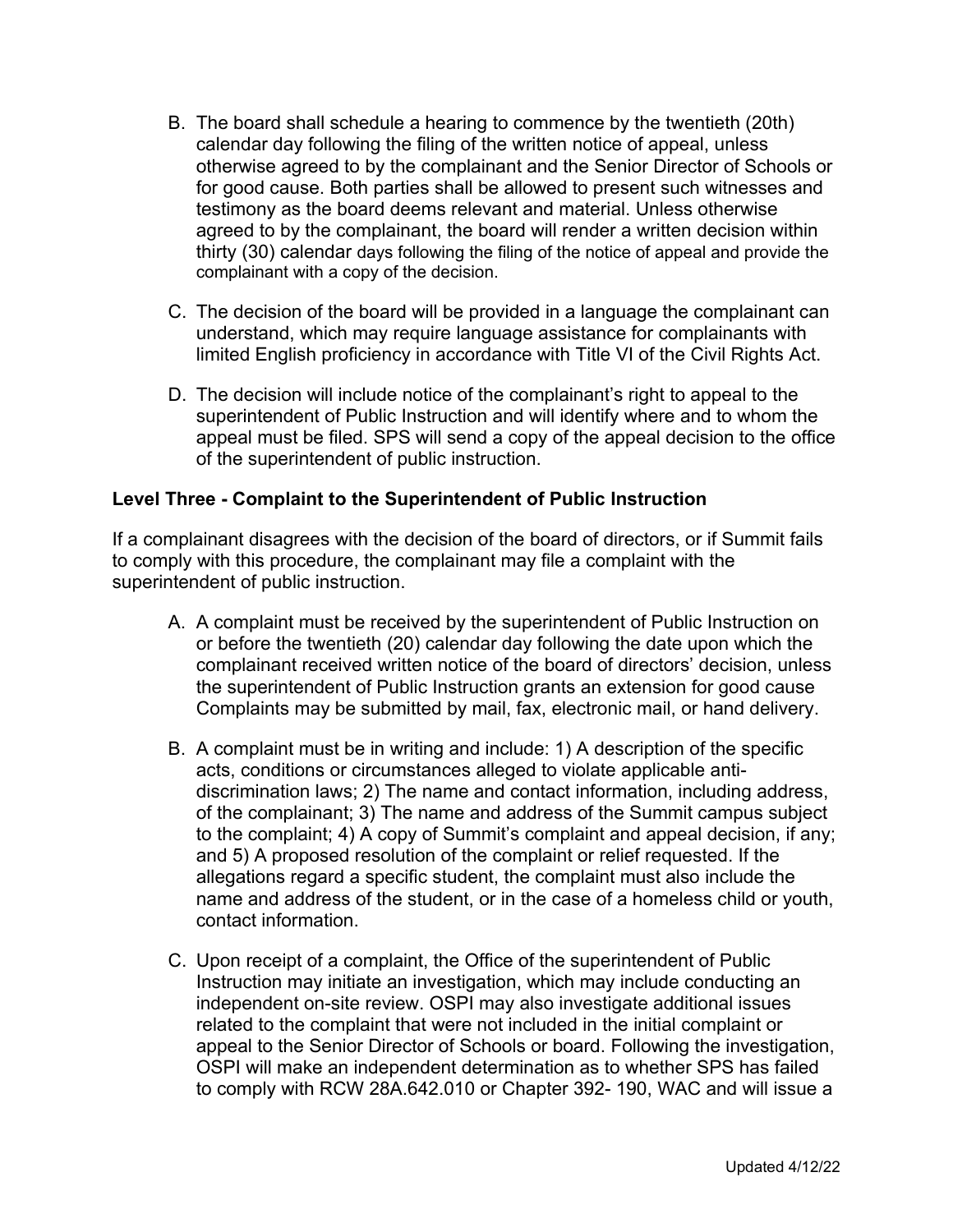B. The board shall schedule a hearing to commence by the twentieth (20th) calendar day following the filing of the written notice of appeal, unless otherwise agreed to by the complainant and the Senior Director of Schools or for good cause. Both parties shall be allowed to present such witnesses and testimony as the board deems relevant and material. Unless otherwise agreed to by the complainant, the board will render a written decision within thirty (30) calendar days following the filing of the notice of appeal and provide the complainant with a copy of the decision.

C. The decision of the board will be provided in a language the complainant can understand, which may require language assistance for complainants with limited English proficiency in accordance with Title VI of the Civil Rights Act.

D. The decision will include notice of the complainant's right to appeal to the superintendent of Public Instruction and will identify where and to whom the appeal must be filed. SPS will send a copy of the appeal decision to the office of the superintendent of public instruction.

**Level Three - Complaint to the Superintendent of Public Instruction**

If a complainant disagrees with the decision of the board of directors, or if Summit fails to comply with this procedure, the complainant may file a complaint with the superintendent of public instruction.

A. A complaint must be received by the superintendent of Public Instruction on or before the twentieth (20) calendar day following the date upon which the complainant received written notice of the board of directors' decision, unless the superintendent of Public Instruction grants an extension for good cause Complaints may be submitted by mail, fax, electronic mail, or hand delivery.

B. A complaint must be in writing and include: 1) A description of the specific acts, conditions or circumstances alleged to violate applicable anti-discrimination laws; 2) The name and contact information, including address, of the complainant; 3) The name and address of the Summit campus subject to the complaint; 4) A copy of Summit's complaint and appeal decision, if any; and 5) A proposed resolution of the complaint or relief requested. If the allegations regard a specific student, the complaint must also include the name and address of the student, or in the case of a homeless child or youth, contact information.

C. Upon receipt of a complaint, the Office of the superintendent of Public Instruction may initiate an investigation, which may include conducting an independent on-site review. OSPI may also investigate additional issues related to the complaint that were not included in the initial complaint or appeal to the Senior Director of Schools or board. Following the investigation, OSPI will make an independent determination as to whether SPS has failed to comply with RCW 28A.642.010 or Chapter 392- 190, WAC and will issue a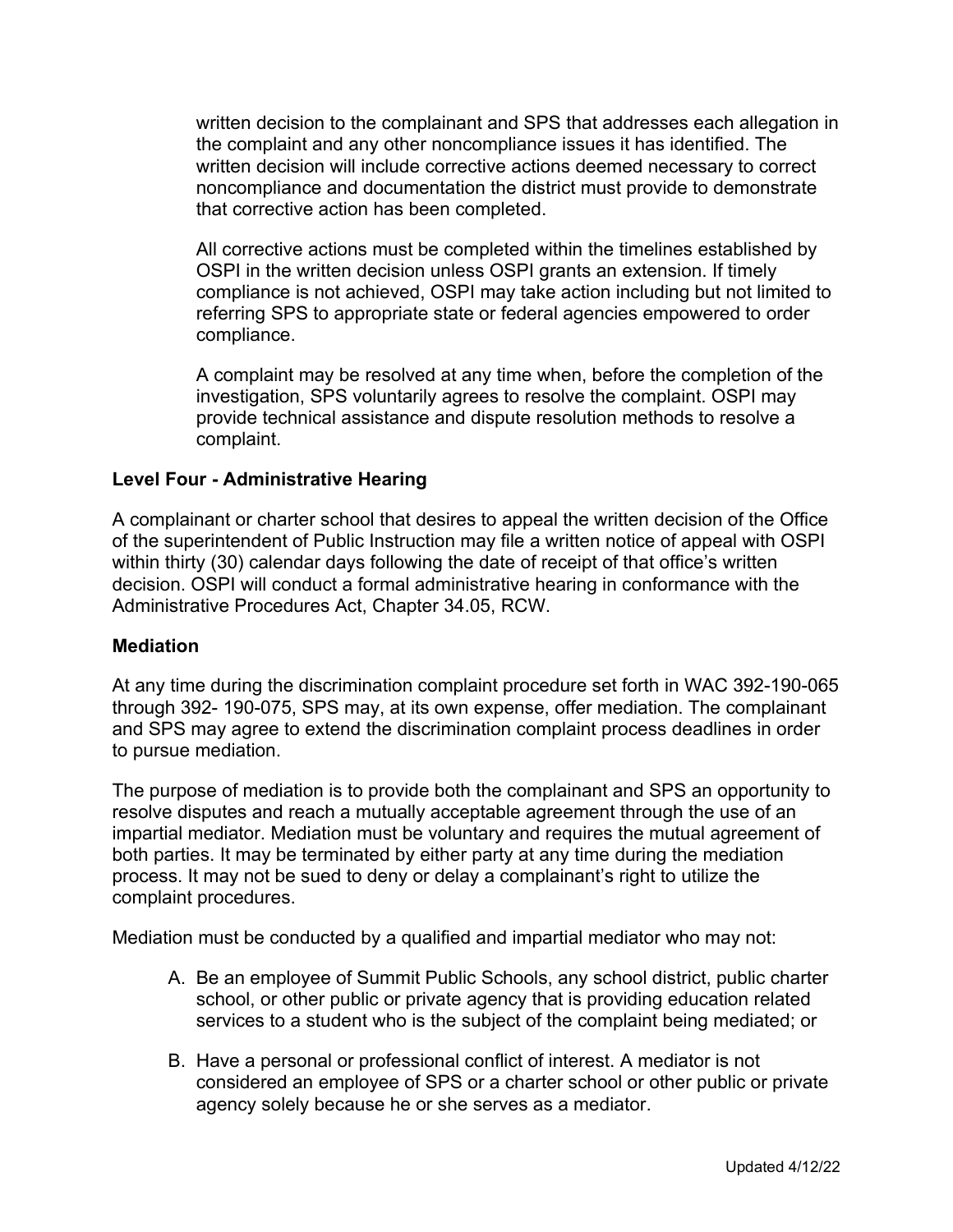written decision to the complainant and SPS that addresses each allegation in the complaint and any other noncompliance issues it has identified. The written decision will include corrective actions deemed necessary to correct noncompliance and documentation the district must provide to demonstrate that corrective action has been completed.

All corrective actions must be completed within the timelines established by OSPI in the written decision unless OSPI grants an extension. If timely compliance is not achieved, OSPI may take action including but not limited to referring SPS to appropriate state or federal agencies empowered to order compliance.

A complaint may be resolved at any time when, before the completion of the investigation, SPS voluntarily agrees to resolve the complaint. OSPI may provide technical assistance and dispute resolution methods to resolve a complaint.

**Level Four - Administrative Hearing**

A complainant or charter school that desires to appeal the written decision of the Office of the superintendent of Public Instruction may file a written notice of appeal with OSPI within thirty (30) calendar days following the date of receipt of that office's written decision. OSPI will conduct a formal administrative hearing in conformance with the Administrative Procedures Act, Chapter 34.05, RCW.

**Mediation**

At any time during the discrimination complaint procedure set forth in WAC 392-190-065 through 392- 190-075, SPS may, at its own expense, offer mediation. The complainant and SPS may agree to extend the discrimination complaint process deadlines in order to pursue mediation.

The purpose of mediation is to provide both the complainant and SPS an opportunity to resolve disputes and reach a mutually acceptable agreement through the use of an impartial mediator. Mediation must be voluntary and requires the mutual agreement of both parties. It may be terminated by either party at any time during the mediation process. It may not be sued to deny or delay a complainant's right to utilize the complaint procedures.

Mediation must be conducted by a qualified and impartial mediator who may not:

A. Be an employee of Summit Public Schools, any school district, public charter school, or other public or private agency that is providing education related services to a student who is the subject of the complaint being mediated; or

B. Have a personal or professional conflict of interest. A mediator is not considered an employee of SPS or a charter school or other public or private agency solely because he or she serves as a mediator.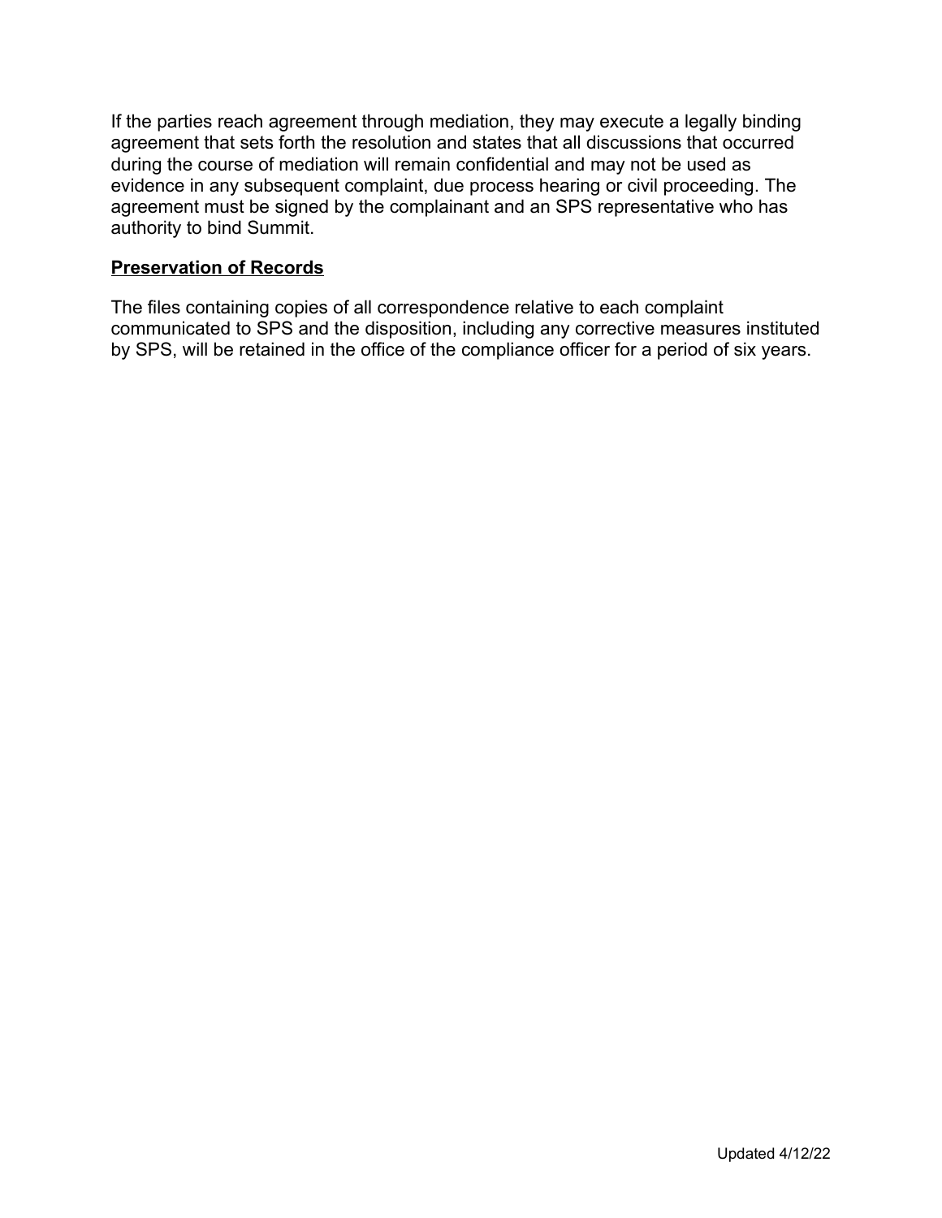If the parties reach agreement through mediation, they may execute a legally binding agreement that sets forth the resolution and states that all discussions that occurred during the course of mediation will remain confidential and may not be used as evidence in any subsequent complaint, due process hearing or civil proceeding. The agreement must be signed by the complainant and an SPS representative who has authority to bind Summit.

**Preservation of Records**

The files containing copies of all correspondence relative to each complaint communicated to SPS and the disposition, including any corrective measures instituted by SPS, will be retained in the office of the compliance officer for a period of six years.

Updated 4/12/22